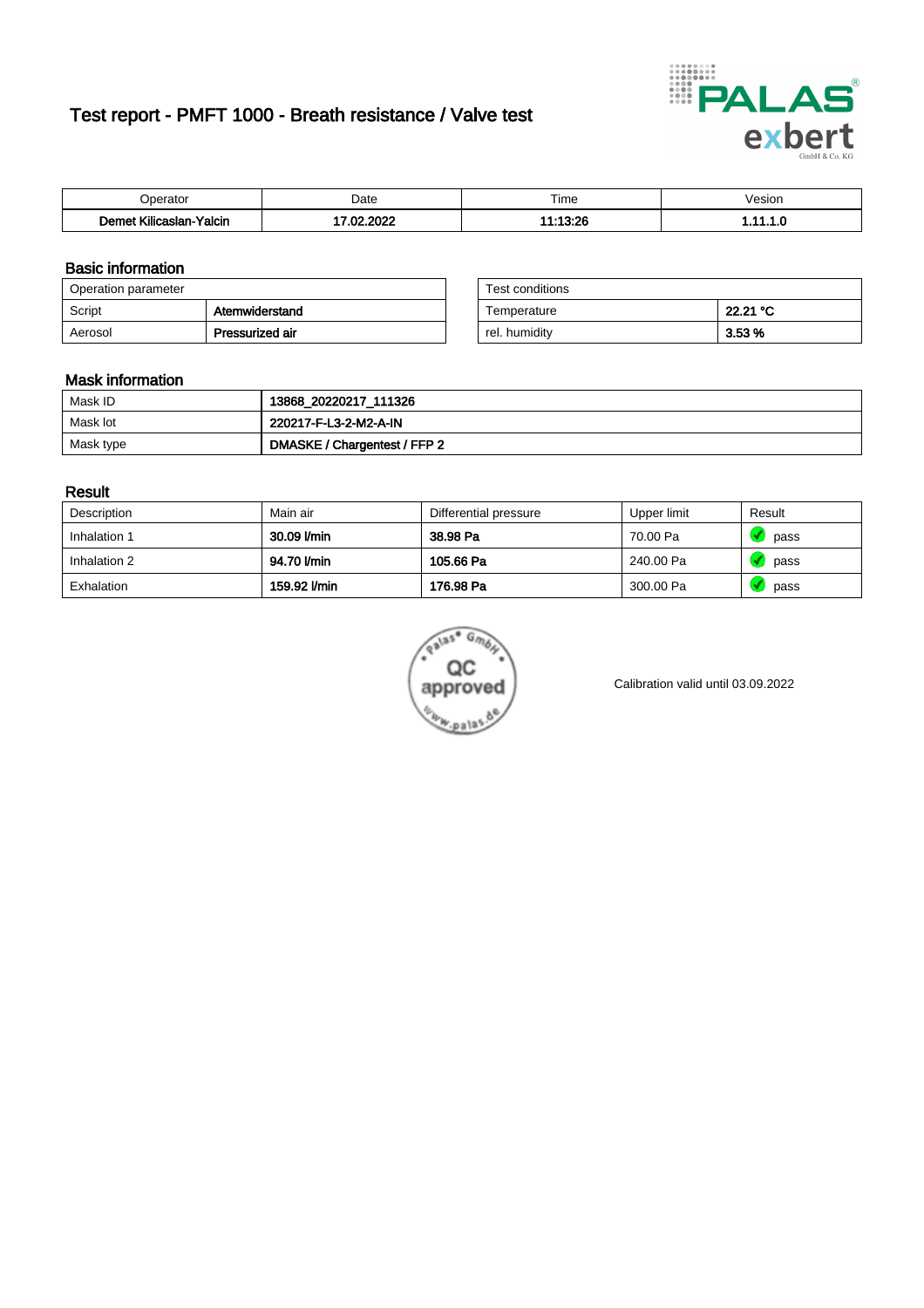# Test report - PMFT 1000 - Breath resistance / Valve test

| Operator | Date | Time | Vesion |
|---|---|---|---|
| **Demet Kilicaslan-Yalcin** | **17.02.2022** | **11:13:26** | **1.11.1.0** |

## Basic information

| Operation parameter | |
|---|---|
| Script | **Atemwiderstand** |
| Aerosol | **Pressurized air** |

| Test conditions | |
|---|---|
| Temperature | **22.21 °C** |
| rel. humidity | **3.53 %** |

## Mask information

| | |
|---|---|
| Mask ID | **13868_20220217_111326** |
| Mask lot | **220217-F-L3-2-M2-A-IN** |
| Mask type | **DMASKE / Chargentest / FFP 2** |

## Result

| Description | Main air | Differential pressure | Upper limit | Result |
|---|---|---|---|---|
| Inhalation 1 | **30.09 l/min** | **38.98 Pa** | 70.00 Pa | pass |
| Inhalation 2 | **94.70 l/min** | **105.66 Pa** | 240.00 Pa | pass |
| Exhalation | **159.92 l/min** | **176.98 Pa** | 300.00 Pa | pass |

Calibration valid until 03.09.2022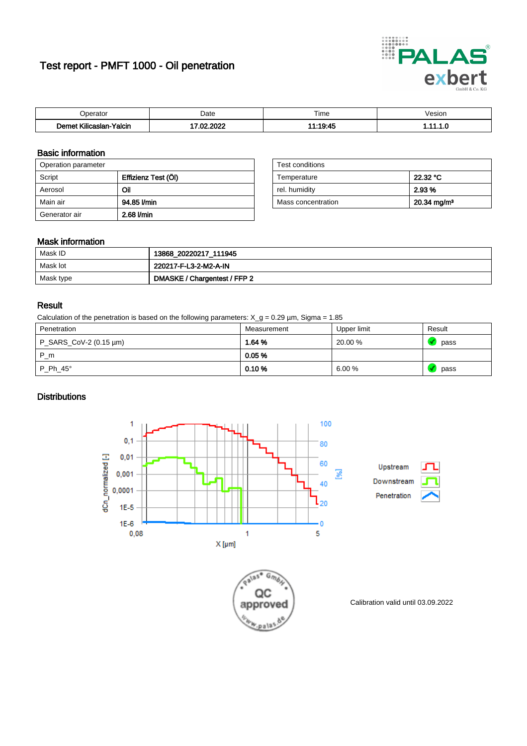# Test report - PMFT 1000 - Oil penetration

PALAS exbert GmbH & Co. KG

| Operator | Date | Time | Vesion |
|---|---|---|---|
| **Demet Kilicaslan-Yalcin** | **17.02.2022** | **11:19:45** | **1.11.1.0** |

## Basic information

| Operation parameter | |
|---|---|
| Script | **Effizienz Test (Öl)** |
| Aerosol | **Oil** |
| Main air | **94.85 l/min** |
| Generator air | **2.68 l/min** |

| Test conditions | |
|---|---|
| Temperature | **22.32 °C** |
| rel. humidity | **2.93 %** |
| Mass concentration | **20.34 mg/m³** |

## Mask information

| | |
|---|---|
| Mask ID | **13868_20220217_111945** |
| Mask lot | **220217-F-L3-2-M2-A-IN** |
| Mask type | **DMASKE / Chargentest / FFP 2** |

## Result

Calculation of the penetration is based on the following parameters: $X_g = 0.29$ µm, Sigma = 1.85

| Penetration | Measurement | Upper limit | Result |
|---|---|---|---|
| P_SARS_CoV-2 (0.15 µm) | **1.64 %** | 20.00 % | pass |
| P_m | **0.05 %** | | |
| P_Ph_45° | **0.10 %** | 6.00 % | pass |

## Distributions

1
0,1
0,01
0,001
0,0001
1E-5
1E-6
dCn_normalized [-]
0,08
1
5
X [µm]
100
80
60
40
20
0
[%]
Upstream
Downstream
Penetration

Palas® GmbH QC approved www.palas.de

Calibration valid until 03.09.2022